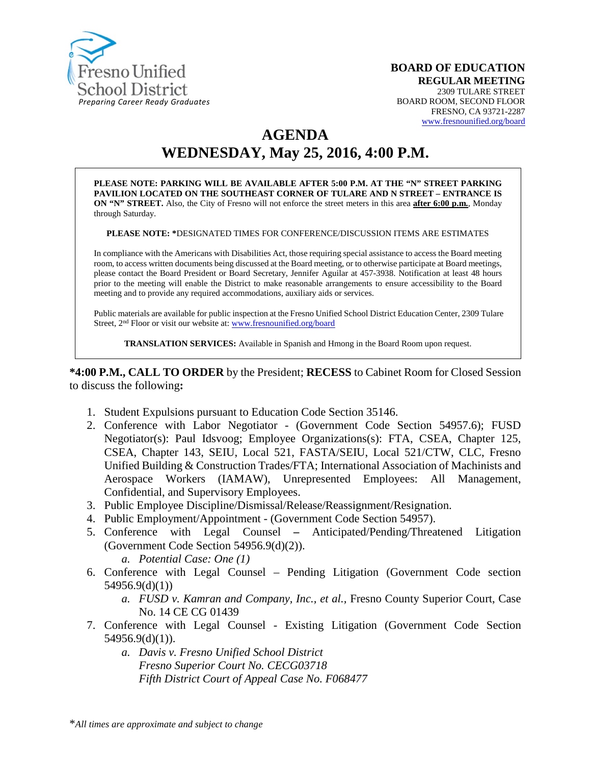Fresno Unified School District
*Preparing Career Ready Graduates*

**BOARD OF EDUCATION**
**REGULAR MEETING**
2309 TULARE STREET
BOARD ROOM, SECOND FLOOR
FRESNO, CA 93721-2287
www.fresnounified.org/board

# AGENDA
# WEDNESDAY, May 25, 2016, 4:00 P.M.

**PLEASE NOTE: PARKING WILL BE AVAILABLE AFTER 5:00 P.M. AT THE "N" STREET PARKING PAVILION LOCATED ON THE SOUTHEAST CORNER OF TULARE AND N STREET – ENTRANCE IS ON "N" STREET.** Also, the City of Fresno will not enforce the street meters in this area **after 6:00 p.m.**, Monday through Saturday.

**PLEASE NOTE: ***DESIGNATED TIMES FOR CONFERENCE/DISCUSSION ITEMS ARE ESTIMATES

In compliance with the Americans with Disabilities Act, those requiring special assistance to access the Board meeting room, to access written documents being discussed at the Board meeting, or to otherwise participate at Board meetings, please contact the Board President or Board Secretary, Jennifer Aguilar at 457-3938. Notification at least 48 hours prior to the meeting will enable the District to make reasonable arrangements to ensure accessibility to the Board meeting and to provide any required accommodations, auxiliary aids or services.

Public materials are available for public inspection at the Fresno Unified School District Education Center, 2309 Tulare Street, 2nd Floor or visit our website at: www.fresnounified.org/board

**TRANSLATION SERVICES:** Available in Spanish and Hmong in the Board Room upon request.

***4:00 P.M., CALL TO ORDER** by the President; **RECESS** to Cabinet Room for Closed Session to discuss the following**:**

1. Student Expulsions pursuant to Education Code Section 35146.
2. Conference with Labor Negotiator - (Government Code Section 54957.6); FUSD Negotiator(s): Paul Idsvoog; Employee Organizations(s): FTA, CSEA, Chapter 125, CSEA, Chapter 143, SEIU, Local 521, FASTA/SEIU, Local 521/CTW, CLC, Fresno Unified Building & Construction Trades/FTA; International Association of Machinists and Aerospace Workers (IAMAW), Unrepresented Employees: All Management, Confidential, and Supervisory Employees.
3. Public Employee Discipline/Dismissal/Release/Reassignment/Resignation.
4. Public Employment/Appointment - (Government Code Section 54957).
5. Conference with Legal Counsel – Anticipated/Pending/Threatened Litigation (Government Code Section 54956.9(d)(2)).
   a. *Potential Case: One (1)*
6. Conference with Legal Counsel – Pending Litigation (Government Code section 54956.9(d)(1))
   a. *FUSD v. Kamran and Company, Inc., et al.*, Fresno County Superior Court, Case No. 14 CE CG 01439
7. Conference with Legal Counsel - Existing Litigation (Government Code Section 54956.9(d)(1)).
   a. *Davis v. Fresno Unified School District*
      *Fresno Superior Court No. CECG03718*
      *Fifth District Court of Appeal Case No. F068477*

**All times are approximate and subject to change*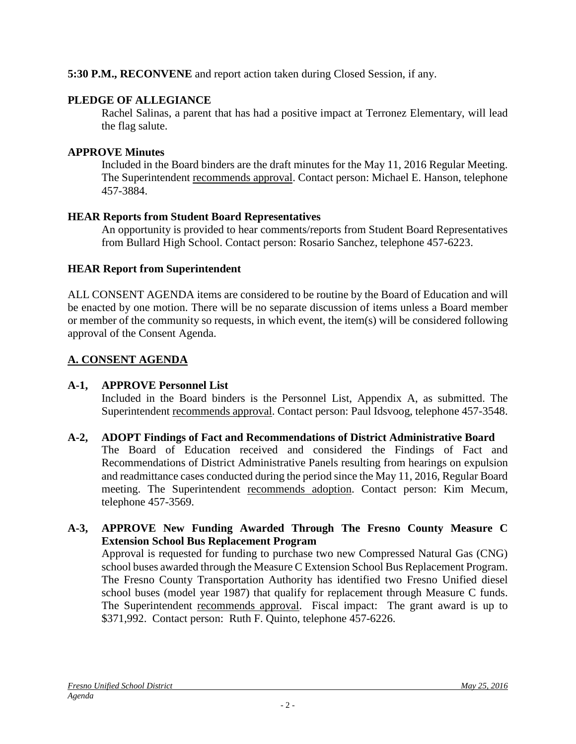**5:30 P.M., RECONVENE** and report action taken during Closed Session, if any.

**PLEDGE OF ALLEGIANCE**

Rachel Salinas, a parent that has had a positive impact at Terronez Elementary, will lead the flag salute.

**APPROVE Minutes**

Included in the Board binders are the draft minutes for the May 11, 2016 Regular Meeting. The Superintendent recommends approval. Contact person: Michael E. Hanson, telephone 457-3884.

**HEAR Reports from Student Board Representatives**

An opportunity is provided to hear comments/reports from Student Board Representatives from Bullard High School. Contact person: Rosario Sanchez, telephone 457-6223.

**HEAR Report from Superintendent**

ALL CONSENT AGENDA items are considered to be routine by the Board of Education and will be enacted by one motion. There will be no separate discussion of items unless a Board member or member of the community so requests, in which event, the item(s) will be considered following approval of the Consent Agenda.

## A. CONSENT AGENDA

**A-1, APPROVE Personnel List**

Included in the Board binders is the Personnel List, Appendix A, as submitted. The Superintendent recommends approval. Contact person: Paul Idsvoog, telephone 457-3548.

**A-2, ADOPT Findings of Fact and Recommendations of District Administrative Board**

The Board of Education received and considered the Findings of Fact and Recommendations of District Administrative Panels resulting from hearings on expulsion and readmittance cases conducted during the period since the May 11, 2016, Regular Board meeting. The Superintendent recommends adoption. Contact person: Kim Mecum, telephone 457-3569.

**A-3, APPROVE New Funding Awarded Through The Fresno County Measure C Extension School Bus Replacement Program**

Approval is requested for funding to purchase two new Compressed Natural Gas (CNG) school buses awarded through the Measure C Extension School Bus Replacement Program. The Fresno County Transportation Authority has identified two Fresno Unified diesel school buses (model year 1987) that qualify for replacement through Measure C funds. The Superintendent recommends approval. Fiscal impact: The grant award is up to \$371,992. Contact person: Ruth F. Quinto, telephone 457-6226.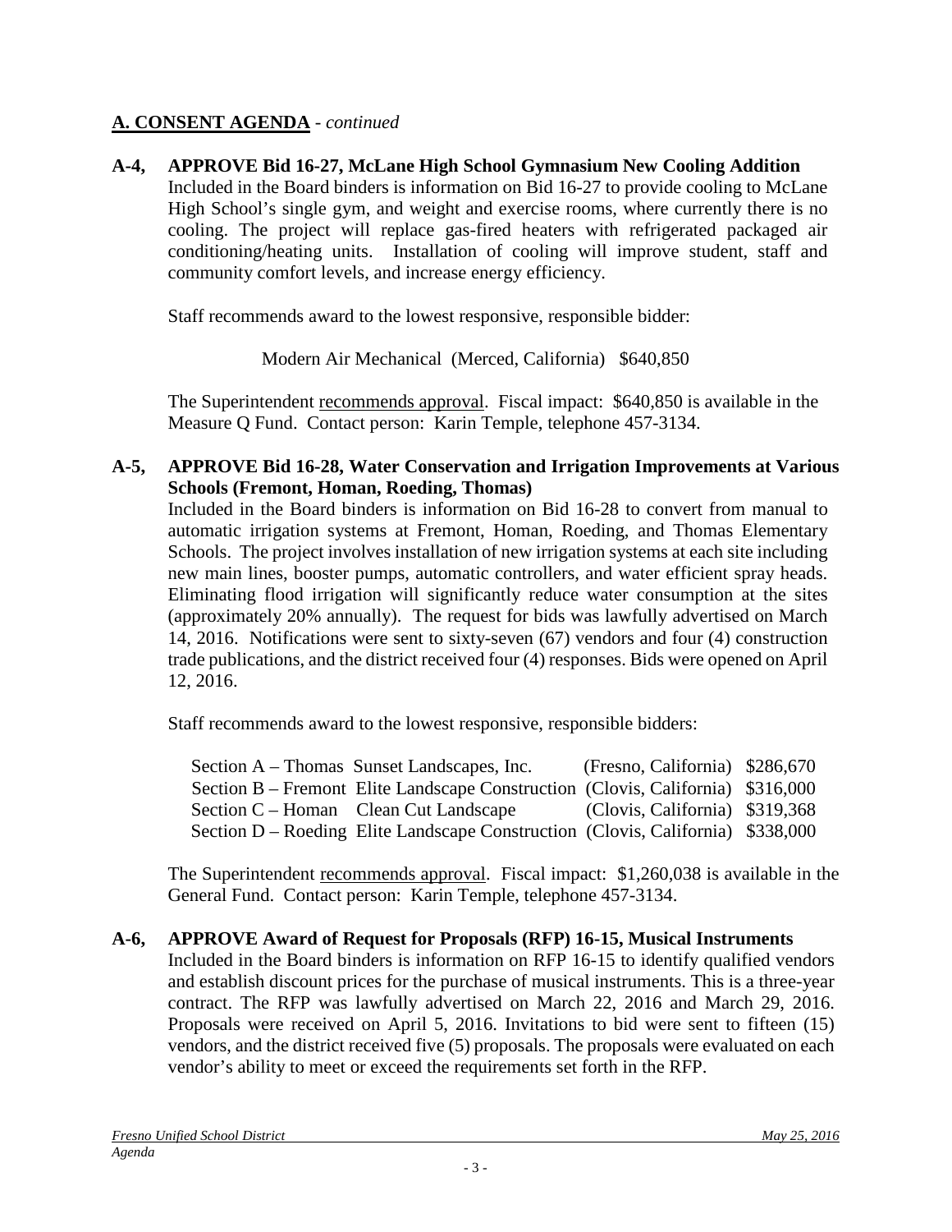## A. CONSENT AGENDA - *continued*

**A-4, APPROVE Bid 16-27, McLane High School Gymnasium New Cooling Addition**

Included in the Board binders is information on Bid 16-27 to provide cooling to McLane High School's single gym, and weight and exercise rooms, where currently there is no cooling. The project will replace gas-fired heaters with refrigerated packaged air conditioning/heating units. Installation of cooling will improve student, staff and community comfort levels, and increase energy efficiency.

Staff recommends award to the lowest responsive, responsible bidder:

Modern Air Mechanical (Merced, California) $640,850

The Superintendent recommends approval. Fiscal impact: $640,850 is available in the Measure Q Fund. Contact person: Karin Temple, telephone 457-3134.

**A-5, APPROVE Bid 16-28, Water Conservation and Irrigation Improvements at Various Schools (Fremont, Homan, Roeding, Thomas)**

Included in the Board binders is information on Bid 16-28 to convert from manual to automatic irrigation systems at Fremont, Homan, Roeding, and Thomas Elementary Schools. The project involves installation of new irrigation systems at each site including new main lines, booster pumps, automatic controllers, and water efficient spray heads. Eliminating flood irrigation will significantly reduce water consumption at the sites (approximately 20% annually). The request for bids was lawfully advertised on March 14, 2016. Notifications were sent to sixty-seven (67) vendors and four (4) construction trade publications, and the district received four (4) responses. Bids were opened on April 12, 2016.

Staff recommends award to the lowest responsive, responsible bidders:

| | | | |
|---|---|---|---|
| Section A – Thomas | Sunset Landscapes, Inc. | (Fresno, California) | $286,670 |
| Section B – Fremont | Elite Landscape Construction | (Clovis, California) | $316,000 |
| Section C – Homan | Clean Cut Landscape | (Clovis, California) | $319,368 |
| Section D – Roeding | Elite Landscape Construction | (Clovis, California) | $338,000 |

The Superintendent recommends approval. Fiscal impact: $1,260,038 is available in the General Fund. Contact person: Karin Temple, telephone 457-3134.

**A-6, APPROVE Award of Request for Proposals (RFP) 16-15, Musical Instruments**

Included in the Board binders is information on RFP 16-15 to identify qualified vendors and establish discount prices for the purchase of musical instruments. This is a three-year contract. The RFP was lawfully advertised on March 22, 2016 and March 29, 2016. Proposals were received on April 5, 2016. Invitations to bid were sent to fifteen (15) vendors, and the district received five (5) proposals. The proposals were evaluated on each vendor's ability to meet or exceed the requirements set forth in the RFP.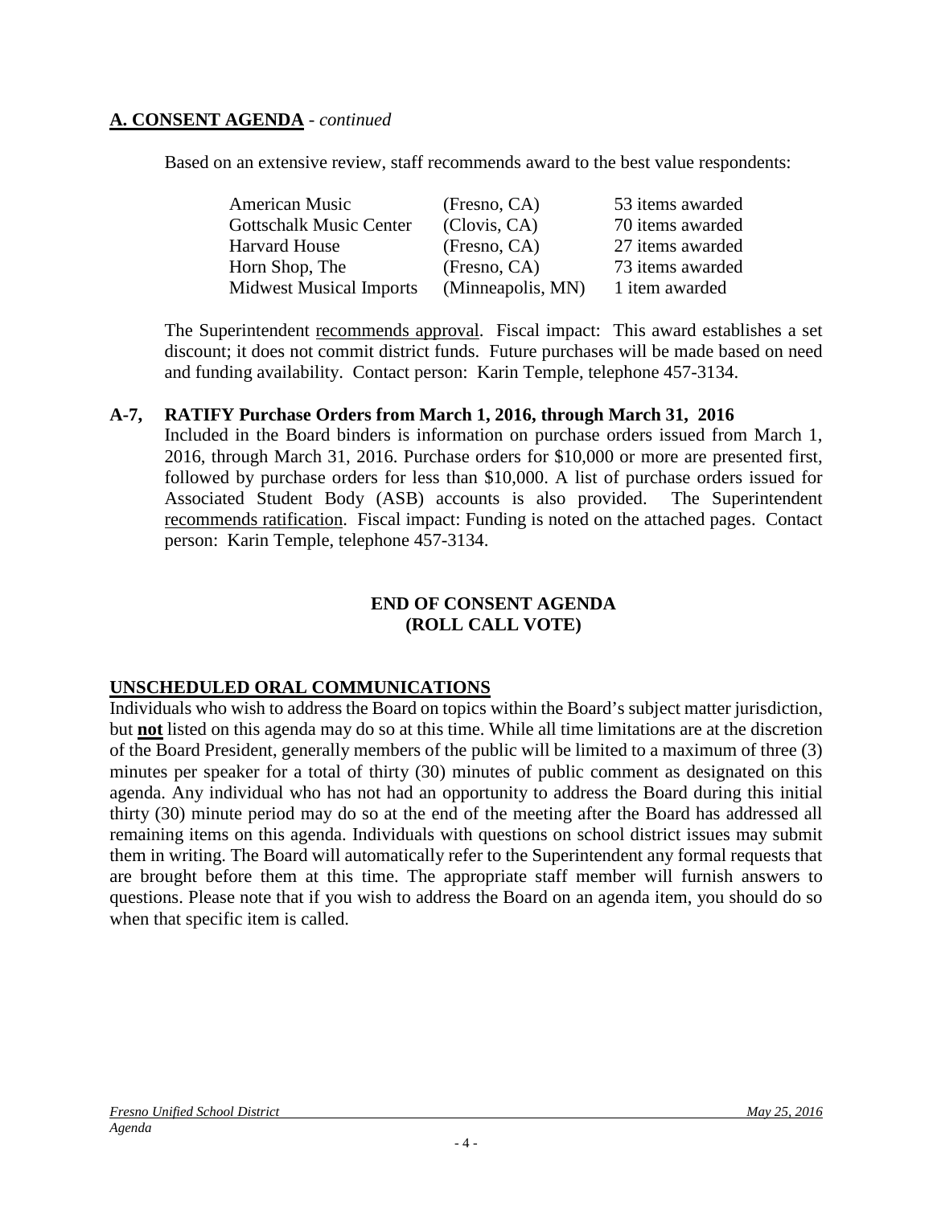## A. CONSENT AGENDA - *continued*

Based on an extensive review, staff recommends award to the best value respondents:

| | | |
|---|---|---|
| American Music | (Fresno, CA) | 53 items awarded |
| Gottschalk Music Center | (Clovis, CA) | 70 items awarded |
| Harvard House | (Fresno, CA) | 27 items awarded |
| Horn Shop, The | (Fresno, CA) | 73 items awarded |
| Midwest Musical Imports | (Minneapolis, MN) | 1 item awarded |

The Superintendent recommends approval. Fiscal impact: This award establishes a set discount; it does not commit district funds. Future purchases will be made based on need and funding availability. Contact person: Karin Temple, telephone 457-3134.

**A-7, RATIFY Purchase Orders from March 1, 2016, through March 31, 2016**

Included in the Board binders is information on purchase orders issued from March 1, 2016, through March 31, 2016. Purchase orders for $10,000 or more are presented first, followed by purchase orders for less than $10,000. A list of purchase orders issued for Associated Student Body (ASB) accounts is also provided. The Superintendent recommends ratification. Fiscal impact: Funding is noted on the attached pages. Contact person: Karin Temple, telephone 457-3134.

**END OF CONSENT AGENDA**
**(ROLL CALL VOTE)**

## UNSCHEDULED ORAL COMMUNICATIONS

Individuals who wish to address the Board on topics within the Board's subject matter jurisdiction, but **not** listed on this agenda may do so at this time. While all time limitations are at the discretion of the Board President, generally members of the public will be limited to a maximum of three (3) minutes per speaker for a total of thirty (30) minutes of public comment as designated on this agenda. Any individual who has not had an opportunity to address the Board during this initial thirty (30) minute period may do so at the end of the meeting after the Board has addressed all remaining items on this agenda. Individuals with questions on school district issues may submit them in writing. The Board will automatically refer to the Superintendent any formal requests that are brought before them at this time. The appropriate staff member will furnish answers to questions. Please note that if you wish to address the Board on an agenda item, you should do so when that specific item is called.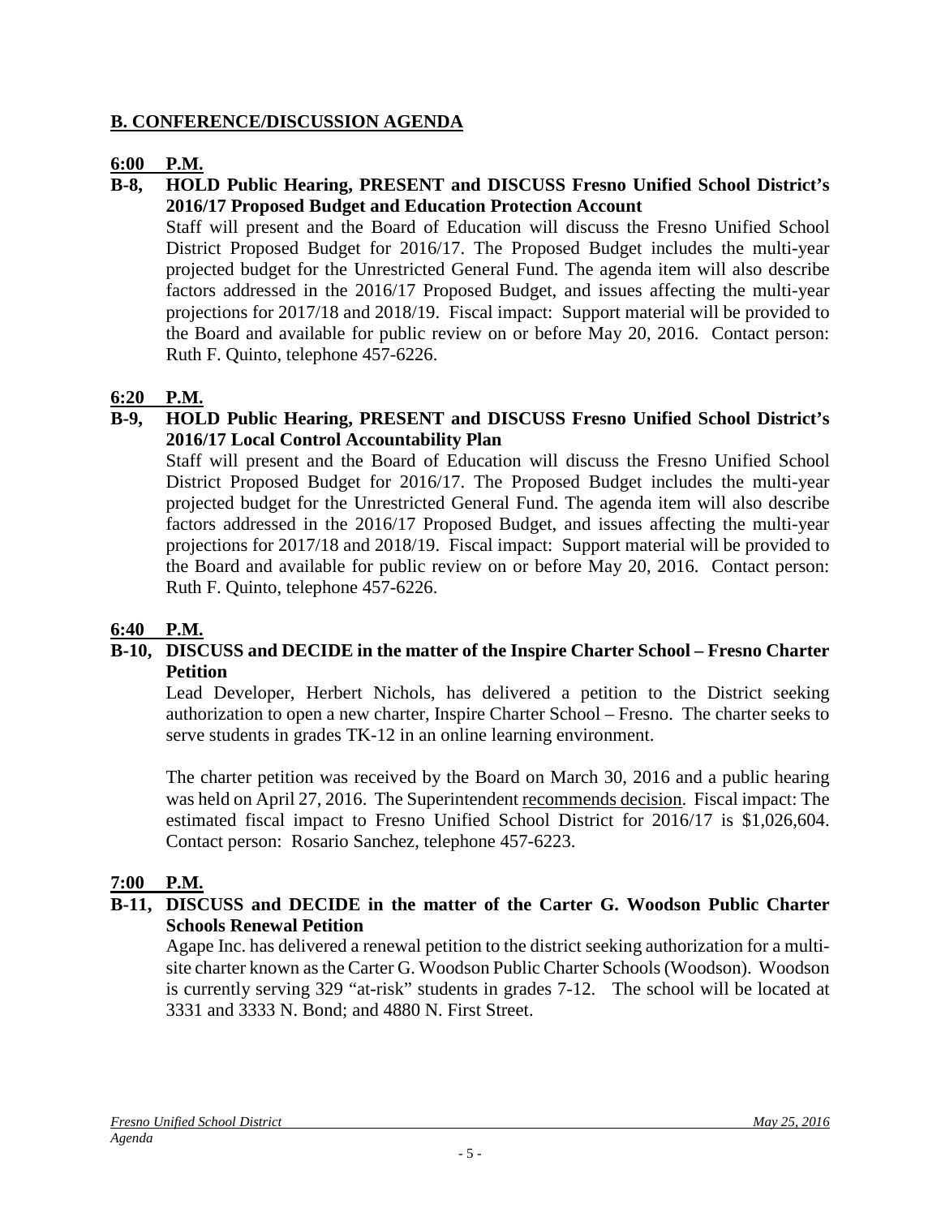## B. CONFERENCE/DISCUSSION AGENDA

**6:00 P.M.**

**B-8, HOLD Public Hearing, PRESENT and DISCUSS Fresno Unified School District's 2016/17 Proposed Budget and Education Protection Account**

Staff will present and the Board of Education will discuss the Fresno Unified School District Proposed Budget for 2016/17. The Proposed Budget includes the multi-year projected budget for the Unrestricted General Fund. The agenda item will also describe factors addressed in the 2016/17 Proposed Budget, and issues affecting the multi-year projections for 2017/18 and 2018/19. Fiscal impact: Support material will be provided to the Board and available for public review on or before May 20, 2016. Contact person: Ruth F. Quinto, telephone 457-6226.

**6:20 P.M.**

**B-9, HOLD Public Hearing, PRESENT and DISCUSS Fresno Unified School District's 2016/17 Local Control Accountability Plan**

Staff will present and the Board of Education will discuss the Fresno Unified School District Proposed Budget for 2016/17. The Proposed Budget includes the multi-year projected budget for the Unrestricted General Fund. The agenda item will also describe factors addressed in the 2016/17 Proposed Budget, and issues affecting the multi-year projections for 2017/18 and 2018/19. Fiscal impact: Support material will be provided to the Board and available for public review on or before May 20, 2016. Contact person: Ruth F. Quinto, telephone 457-6226.

**6:40 P.M.**

**B-10, DISCUSS and DECIDE in the matter of the Inspire Charter School – Fresno Charter Petition**

Lead Developer, Herbert Nichols, has delivered a petition to the District seeking authorization to open a new charter, Inspire Charter School – Fresno. The charter seeks to serve students in grades TK-12 in an online learning environment.

The charter petition was received by the Board on March 30, 2016 and a public hearing was held on April 27, 2016. The Superintendent recommends decision. Fiscal impact: The estimated fiscal impact to Fresno Unified School District for 2016/17 is $1,026,604. Contact person: Rosario Sanchez, telephone 457-6223.

**7:00 P.M.**

**B-11, DISCUSS and DECIDE in the matter of the Carter G. Woodson Public Charter Schools Renewal Petition**

Agape Inc. has delivered a renewal petition to the district seeking authorization for a multi-site charter known as the Carter G. Woodson Public Charter Schools (Woodson). Woodson is currently serving 329 "at-risk" students in grades 7-12. The school will be located at 3331 and 3333 N. Bond; and 4880 N. First Street.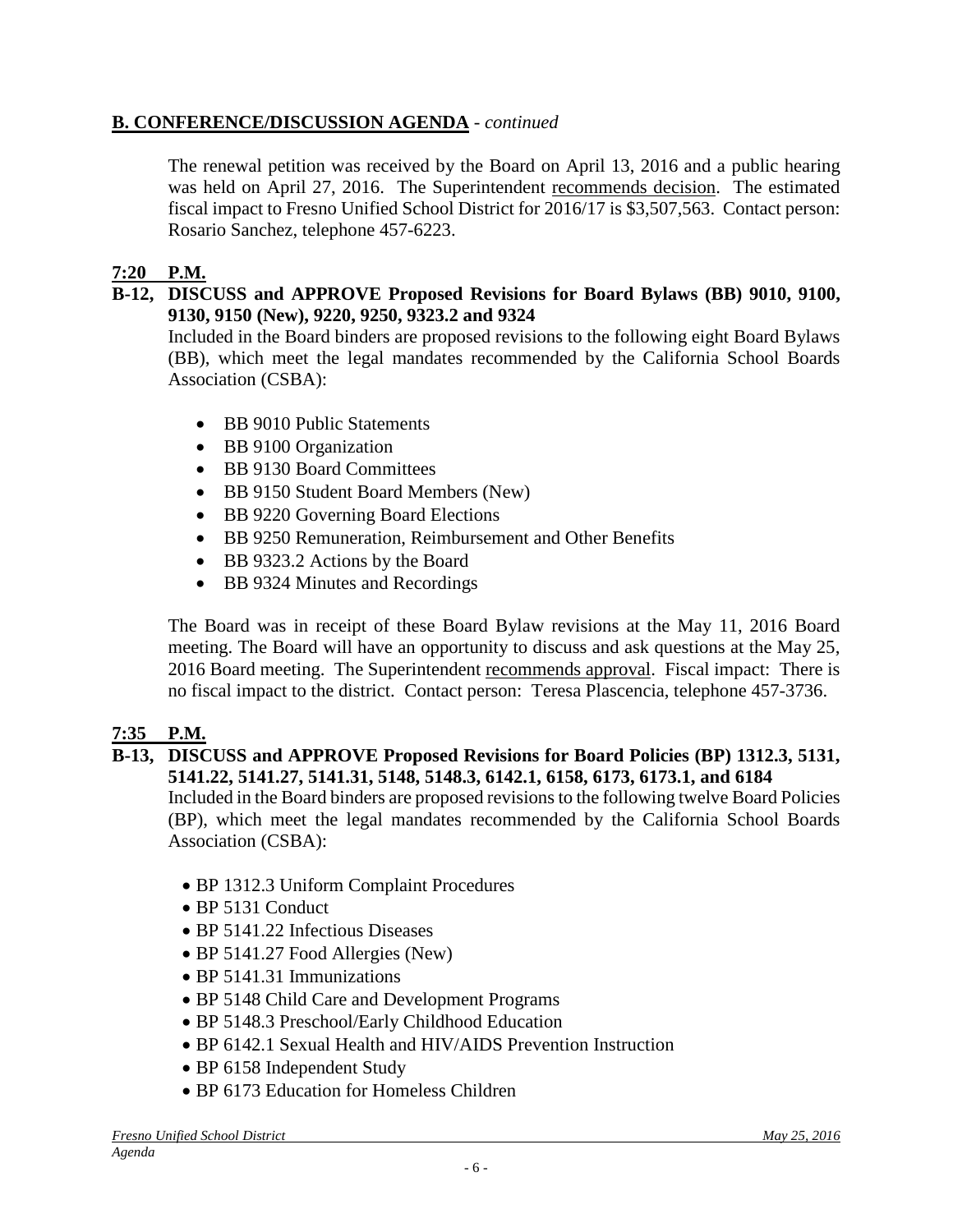## **B. CONFERENCE/DISCUSSION AGENDA** - *continued*

The renewal petition was received by the Board on April 13, 2016 and a public hearing was held on April 27, 2016. The Superintendent recommends decision. The estimated fiscal impact to Fresno Unified School District for 2016/17 is $3,507,563. Contact person: Rosario Sanchez, telephone 457-6223.

**7:20 P.M.**

**B-12, DISCUSS and APPROVE Proposed Revisions for Board Bylaws (BB) 9010, 9100, 9130, 9150 (New), 9220, 9250, 9323.2 and 9324**

Included in the Board binders are proposed revisions to the following eight Board Bylaws (BB), which meet the legal mandates recommended by the California School Boards Association (CSBA):

- BB 9010 Public Statements
- BB 9100 Organization
- BB 9130 Board Committees
- BB 9150 Student Board Members (New)
- BB 9220 Governing Board Elections
- BB 9250 Remuneration, Reimbursement and Other Benefits
- BB 9323.2 Actions by the Board
- BB 9324 Minutes and Recordings

The Board was in receipt of these Board Bylaw revisions at the May 11, 2016 Board meeting. The Board will have an opportunity to discuss and ask questions at the May 25, 2016 Board meeting. The Superintendent recommends approval. Fiscal impact: There is no fiscal impact to the district. Contact person: Teresa Plascencia, telephone 457-3736.

**7:35 P.M.**

**B-13, DISCUSS and APPROVE Proposed Revisions for Board Policies (BP) 1312.3, 5131, 5141.22, 5141.27, 5141.31, 5148, 5148.3, 6142.1, 6158, 6173, 6173.1, and 6184**

Included in the Board binders are proposed revisions to the following twelve Board Policies (BP), which meet the legal mandates recommended by the California School Boards Association (CSBA):

- BP 1312.3 Uniform Complaint Procedures
- BP 5131 Conduct
- BP 5141.22 Infectious Diseases
- BP 5141.27 Food Allergies (New)
- BP 5141.31 Immunizations
- BP 5148 Child Care and Development Programs
- BP 5148.3 Preschool/Early Childhood Education
- BP 6142.1 Sexual Health and HIV/AIDS Prevention Instruction
- BP 6158 Independent Study
- BP 6173 Education for Homeless Children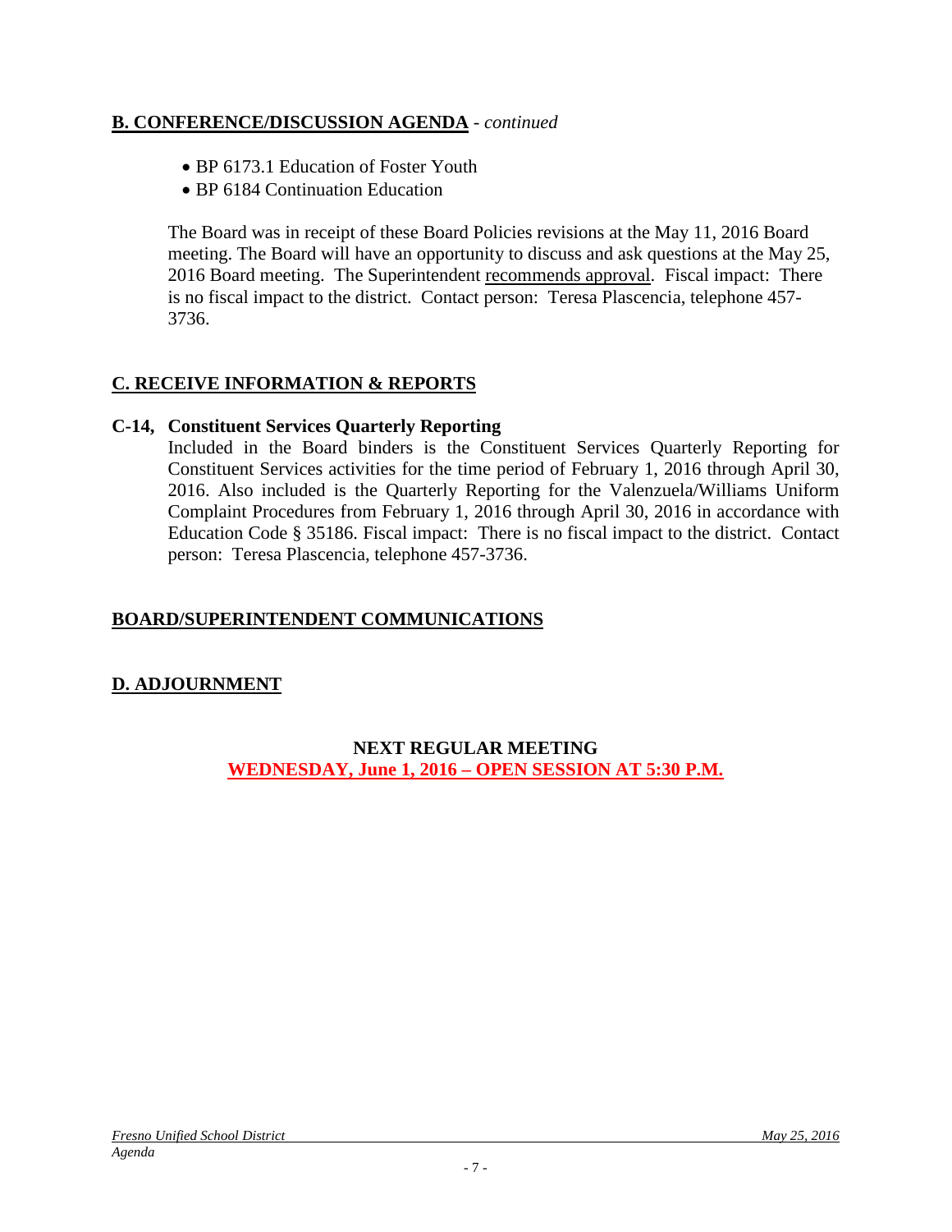## B. CONFERENCE/DISCUSSION AGENDA - *continued*

- BP 6173.1 Education of Foster Youth
- BP 6184 Continuation Education

The Board was in receipt of these Board Policies revisions at the May 11, 2016 Board meeting. The Board will have an opportunity to discuss and ask questions at the May 25, 2016 Board meeting. The Superintendent recommends approval. Fiscal impact: There is no fiscal impact to the district. Contact person: Teresa Plascencia, telephone 457-3736.

## C. RECEIVE INFORMATION & REPORTS

**C-14, Constituent Services Quarterly Reporting**

Included in the Board binders is the Constituent Services Quarterly Reporting for Constituent Services activities for the time period of February 1, 2016 through April 30, 2016. Also included is the Quarterly Reporting for the Valenzuela/Williams Uniform Complaint Procedures from February 1, 2016 through April 30, 2016 in accordance with Education Code § 35186. Fiscal impact: There is no fiscal impact to the district. Contact person: Teresa Plascencia, telephone 457-3736.

## BOARD/SUPERINTENDENT COMMUNICATIONS

## D. ADJOURNMENT

**NEXT REGULAR MEETING**

**WEDNESDAY, June 1, 2016 – OPEN SESSION AT 5:30 P.M.**